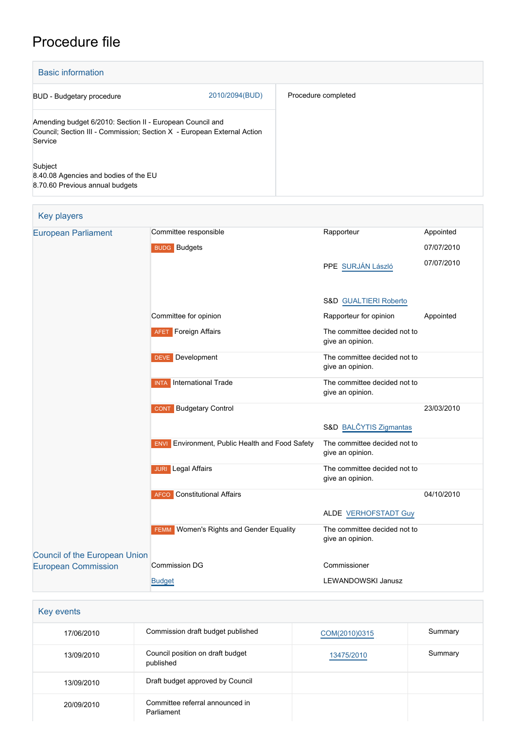# Procedure file

## Basic information

| | |
|---|---|
| BUD - Budgetary procedure 2010/2094(BUD) | Procedure completed |
| Amending budget 6/2010: Section II - European Council and Council; Section III - Commission; Section X - European External Action Service | |
| Subject<br>8.40.08 Agencies and bodies of the EU<br>8.70.60 Previous annual budgets | |

## Key players

| | | | |
|---|---|---|---|
| European Parliament | Committee responsible | Rapporteur | Appointed |
| | BUDG Budgets | | 07/07/2010 |
| | | PPE SURJÁN László | 07/07/2010 |
| | | S&D GUALTIERI Roberto | |
| | Committee for opinion | Rapporteur for opinion | Appointed |
| | AFET Foreign Affairs | The committee decided not to give an opinion. | |
| | DEVE Development | The committee decided not to give an opinion. | |
| | INTA International Trade | The committee decided not to give an opinion. | |
| | CONT Budgetary Control | | 23/03/2010 |
| | | S&D BALČYTIS Zigmantas | |
| | ENVI Environment, Public Health and Food Safety | The committee decided not to give an opinion. | |
| | JURI Legal Affairs | The committee decided not to give an opinion. | |
| | AFCO Constitutional Affairs | | 04/10/2010 |
| | | ALDE VERHOFSTADT Guy | |
| | FEMM Women's Rights and Gender Equality | The committee decided not to give an opinion. | |
| Council of the European Union | | | |
| European Commission | Commission DG | Commissioner | |
| | Budget | LEWANDOWSKI Janusz | |

## Key events

| | | | |
|---|---|---|---|
| 17/06/2010 | Commission draft budget published | COM(2010)0315 | Summary |
| 13/09/2010 | Council position on draft budget published | 13475/2010 | Summary |
| 13/09/2010 | Draft budget approved by Council | | |
| 20/09/2010 | Committee referral announced in Parliament | | |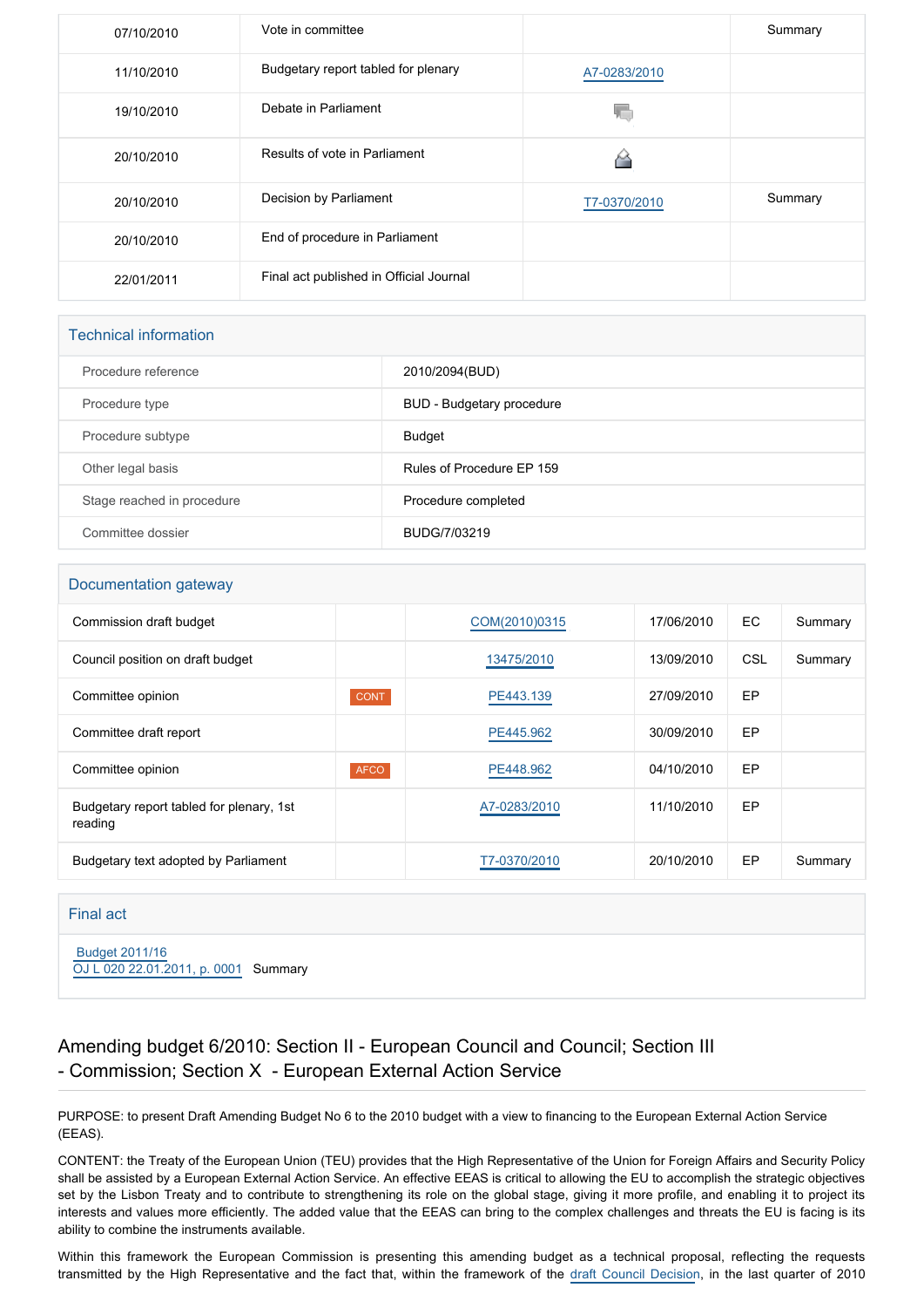| | | | |
|---|---|---|---|
| 07/10/2010 | Vote in committee | | Summary |
| 11/10/2010 | Budgetary report tabled for plenary | A7-0283/2010 | |
| 19/10/2010 | Debate in Parliament | | |
| 20/10/2010 | Results of vote in Parliament | | |
| 20/10/2010 | Decision by Parliament | T7-0370/2010 | Summary |
| 20/10/2010 | End of procedure in Parliament | | |
| 22/01/2011 | Final act published in Official Journal | | |

## Technical information

| | |
|---|---|
| Procedure reference | 2010/2094(BUD) |
| Procedure type | BUD - Budgetary procedure |
| Procedure subtype | Budget |
| Other legal basis | Rules of Procedure EP 159 |
| Stage reached in procedure | Procedure completed |
| Committee dossier | BUDG/7/03219 |

## Documentation gateway

| | | | | | |
|---|---|---|---|---|---|
| Commission draft budget | | COM(2010)0315 | 17/06/2010 | EC | Summary |
| Council position on draft budget | | 13475/2010 | 13/09/2010 | CSL | Summary |
| Committee opinion | CONT | PE443.139 | 27/09/2010 | EP | |
| Committee draft report | | PE445.962 | 30/09/2010 | EP | |
| Committee opinion | AFCO | PE448.962 | 04/10/2010 | EP | |
| Budgetary report tabled for plenary, 1st reading | | A7-0283/2010 | 11/10/2010 | EP | |
| Budgetary text adopted by Parliament | | T7-0370/2010 | 20/10/2010 | EP | Summary |

## Final act

Budget 2011/16
OJ L 020 22.01.2011, p. 0001 Summary

# Amending budget 6/2010: Section II - European Council and Council; Section III - Commission; Section X - European External Action Service

PURPOSE: to present Draft Amending Budget No 6 to the 2010 budget with a view to financing to the European External Action Service (EEAS).

CONTENT: the Treaty of the European Union (TEU) provides that the High Representative of the Union for Foreign Affairs and Security Policy shall be assisted by a European External Action Service. An effective EEAS is critical to allowing the EU to accomplish the strategic objectives set by the Lisbon Treaty and to contribute to strengthening its role on the global stage, giving it more profile, and enabling it to project its interests and values more efficiently. The added value that the EEAS can bring to the complex challenges and threats the EU is facing is its ability to combine the instruments available.

Within this framework the European Commission is presenting this amending budget as a technical proposal, reflecting the requests transmitted by the High Representative and the fact that, within the framework of the draft Council Decision, in the last quarter of 2010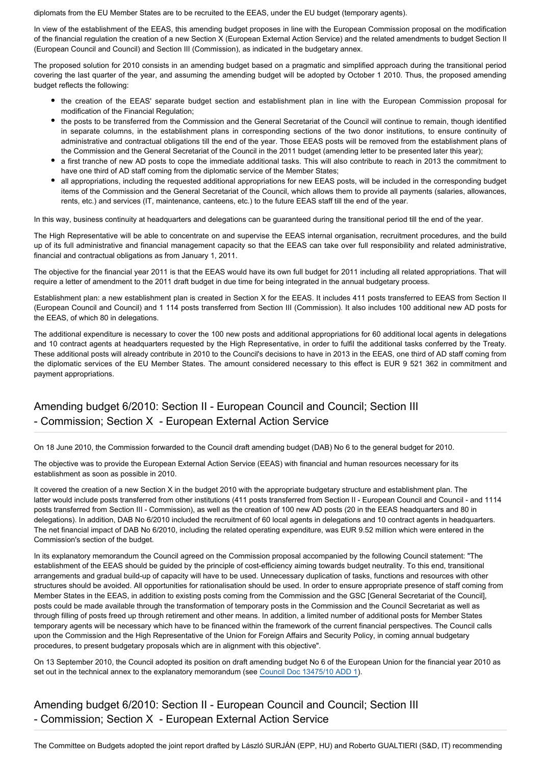diplomats from the EU Member States are to be recruited to the EEAS, under the EU budget (temporary agents).

In view of the establishment of the EEAS, this amending budget proposes in line with the European Commission proposal on the modification of the financial regulation the creation of a new Section X (European External Action Service) and the related amendments to budget Section II (European Council and Council) and Section III (Commission), as indicated in the budgetary annex.

The proposed solution for 2010 consists in an amending budget based on a pragmatic and simplified approach during the transitional period covering the last quarter of the year, and assuming the amending budget will be adopted by October 1 2010. Thus, the proposed amending budget reflects the following:

- the creation of the EEAS' separate budget section and establishment plan in line with the European Commission proposal for modification of the Financial Regulation;
- the posts to be transferred from the Commission and the General Secretariat of the Council will continue to remain, though identified in separate columns, in the establishment plans in corresponding sections of the two donor institutions, to ensure continuity of administrative and contractual obligations till the end of the year. Those EEAS posts will be removed from the establishment plans of the Commission and the General Secretariat of the Council in the 2011 budget (amending letter to be presented later this year);
- a first tranche of new AD posts to cope the immediate additional tasks. This will also contribute to reach in 2013 the commitment to have one third of AD staff coming from the diplomatic service of the Member States;
- all appropriations, including the requested additional appropriations for new EEAS posts, will be included in the corresponding budget items of the Commission and the General Secretariat of the Council, which allows them to provide all payments (salaries, allowances, rents, etc.) and services (IT, maintenance, canteens, etc.) to the future EEAS staff till the end of the year.

In this way, business continuity at headquarters and delegations can be guaranteed during the transitional period till the end of the year.

The High Representative will be able to concentrate on and supervise the EEAS internal organisation, recruitment procedures, and the build up of its full administrative and financial management capacity so that the EEAS can take over full responsibility and related administrative, financial and contractual obligations as from January 1, 2011.

The objective for the financial year 2011 is that the EEAS would have its own full budget for 2011 including all related appropriations. That will require a letter of amendment to the 2011 draft budget in due time for being integrated in the annual budgetary process.

Establishment plan: a new establishment plan is created in Section X for the EEAS. It includes 411 posts transferred to EEAS from Section II (European Council and Council) and 1 114 posts transferred from Section III (Commission). It also includes 100 additional new AD posts for the EEAS, of which 80 in delegations.

The additional expenditure is necessary to cover the 100 new posts and additional appropriations for 60 additional local agents in delegations and 10 contract agents at headquarters requested by the High Representative, in order to fulfil the additional tasks conferred by the Treaty. These additional posts will already contribute in 2010 to the Council's decisions to have in 2013 in the EEAS, one third of AD staff coming from the diplomatic services of the EU Member States. The amount considered necessary to this effect is EUR 9 521 362 in commitment and payment appropriations.

## Amending budget 6/2010: Section II - European Council and Council; Section III - Commission; Section X - European External Action Service

On 18 June 2010, the Commission forwarded to the Council draft amending budget (DAB) No 6 to the general budget for 2010.

The objective was to provide the European External Action Service (EEAS) with financial and human resources necessary for its establishment as soon as possible in 2010.

It covered the creation of a new Section X in the budget 2010 with the appropriate budgetary structure and establishment plan. The latter would include posts transferred from other institutions (411 posts transferred from Section II - European Council and Council - and 1114 posts transferred from Section III - Commission), as well as the creation of 100 new AD posts (20 in the EEAS headquarters and 80 in delegations). In addition, DAB No 6/2010 included the recruitment of 60 local agents in delegations and 10 contract agents in headquarters. The net financial impact of DAB No 6/2010, including the related operating expenditure, was EUR 9.52 million which were entered in the Commission's section of the budget.

In its explanatory memorandum the Council agreed on the Commission proposal accompanied by the following Council statement: "The establishment of the EEAS should be guided by the principle of cost-efficiency aiming towards budget neutrality. To this end, transitional arrangements and gradual build-up of capacity will have to be used. Unnecessary duplication of tasks, functions and resources with other structures should be avoided. All opportunities for rationalisation should be used. In order to ensure appropriate presence of staff coming from Member States in the EEAS, in addition to existing posts coming from the Commission and the GSC [General Secretariat of the Council], posts could be made available through the transformation of temporary posts in the Commission and the Council Secretariat as well as through filling of posts freed up through retirement and other means. In addition, a limited number of additional posts for Member States temporary agents will be necessary which have to be financed within the framework of the current financial perspectives. The Council calls upon the Commission and the High Representative of the Union for Foreign Affairs and Security Policy, in coming annual budgetary procedures, to present budgetary proposals which are in alignment with this objective".

On 13 September 2010, the Council adopted its position on draft amending budget No 6 of the European Union for the financial year 2010 as set out in the technical annex to the explanatory memorandum (see Council Doc 13475/10 ADD 1).

## Amending budget 6/2010: Section II - European Council and Council; Section III - Commission; Section X - European External Action Service

The Committee on Budgets adopted the joint report drafted by László SURJÁN (EPP, HU) and Roberto GUALTIERI (S&D, IT) recommending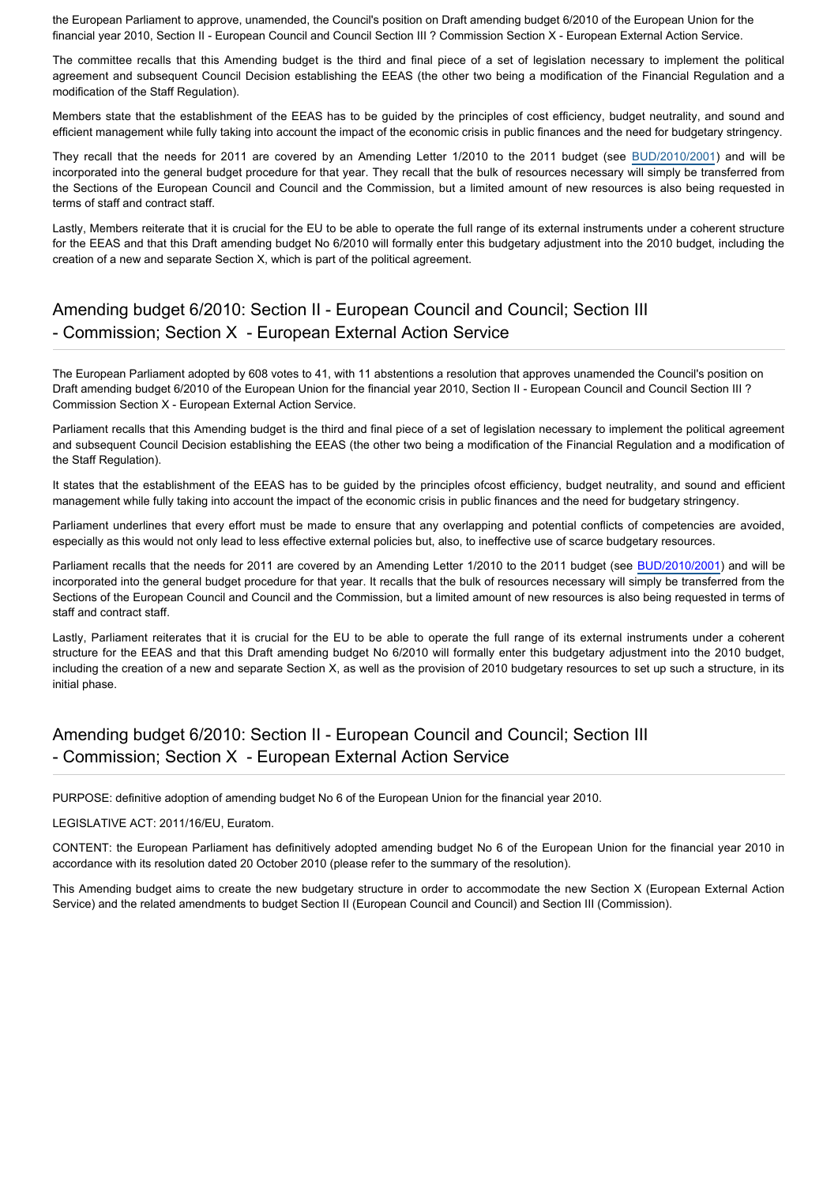the European Parliament to approve, unamended, the Council's position on Draft amending budget 6/2010 of the European Union for the financial year 2010, Section II - European Council and Council Section III ? Commission Section X - European External Action Service.

The committee recalls that this Amending budget is the third and final piece of a set of legislation necessary to implement the political agreement and subsequent Council Decision establishing the EEAS (the other two being a modification of the Financial Regulation and a modification of the Staff Regulation).

Members state that the establishment of the EEAS has to be guided by the principles of cost efficiency, budget neutrality, and sound and efficient management while fully taking into account the impact of the economic crisis in public finances and the need for budgetary stringency.

They recall that the needs for 2011 are covered by an Amending Letter 1/2010 to the 2011 budget (see BUD/2010/2001) and will be incorporated into the general budget procedure for that year. They recall that the bulk of resources necessary will simply be transferred from the Sections of the European Council and Council and the Commission, but a limited amount of new resources is also being requested in terms of staff and contract staff.

Lastly, Members reiterate that it is crucial for the EU to be able to operate the full range of its external instruments under a coherent structure for the EEAS and that this Draft amending budget No 6/2010 will formally enter this budgetary adjustment into the 2010 budget, including the creation of a new and separate Section X, which is part of the political agreement.

## Amending budget 6/2010: Section II - European Council and Council; Section III - Commission; Section X - European External Action Service

The European Parliament adopted by 608 votes to 41, with 11 abstentions a resolution that approves unamended the Council's position on Draft amending budget 6/2010 of the European Union for the financial year 2010, Section II - European Council and Council Section III ? Commission Section X - European External Action Service.

Parliament recalls that this Amending budget is the third and final piece of a set of legislation necessary to implement the political agreement and subsequent Council Decision establishing the EEAS (the other two being a modification of the Financial Regulation and a modification of the Staff Regulation).

It states that the establishment of the EEAS has to be guided by the principles ofcost efficiency, budget neutrality, and sound and efficient management while fully taking into account the impact of the economic crisis in public finances and the need for budgetary stringency.

Parliament underlines that every effort must be made to ensure that any overlapping and potential conflicts of competencies are avoided, especially as this would not only lead to less effective external policies but, also, to ineffective use of scarce budgetary resources.

Parliament recalls that the needs for 2011 are covered by an Amending Letter 1/2010 to the 2011 budget (see BUD/2010/2001) and will be incorporated into the general budget procedure for that year. It recalls that the bulk of resources necessary will simply be transferred from the Sections of the European Council and Council and the Commission, but a limited amount of new resources is also being requested in terms of staff and contract staff.

Lastly, Parliament reiterates that it is crucial for the EU to be able to operate the full range of its external instruments under a coherent structure for the EEAS and that this Draft amending budget No 6/2010 will formally enter this budgetary adjustment into the 2010 budget, including the creation of a new and separate Section X, as well as the provision of 2010 budgetary resources to set up such a structure, in its initial phase.

## Amending budget 6/2010: Section II - European Council and Council; Section III - Commission; Section X - European External Action Service

PURPOSE: definitive adoption of amending budget No 6 of the European Union for the financial year 2010.

LEGISLATIVE ACT: 2011/16/EU, Euratom.

CONTENT: the European Parliament has definitively adopted amending budget No 6 of the European Union for the financial year 2010 in accordance with its resolution dated 20 October 2010 (please refer to the summary of the resolution).

This Amending budget aims to create the new budgetary structure in order to accommodate the new Section X (European External Action Service) and the related amendments to budget Section II (European Council and Council) and Section III (Commission).